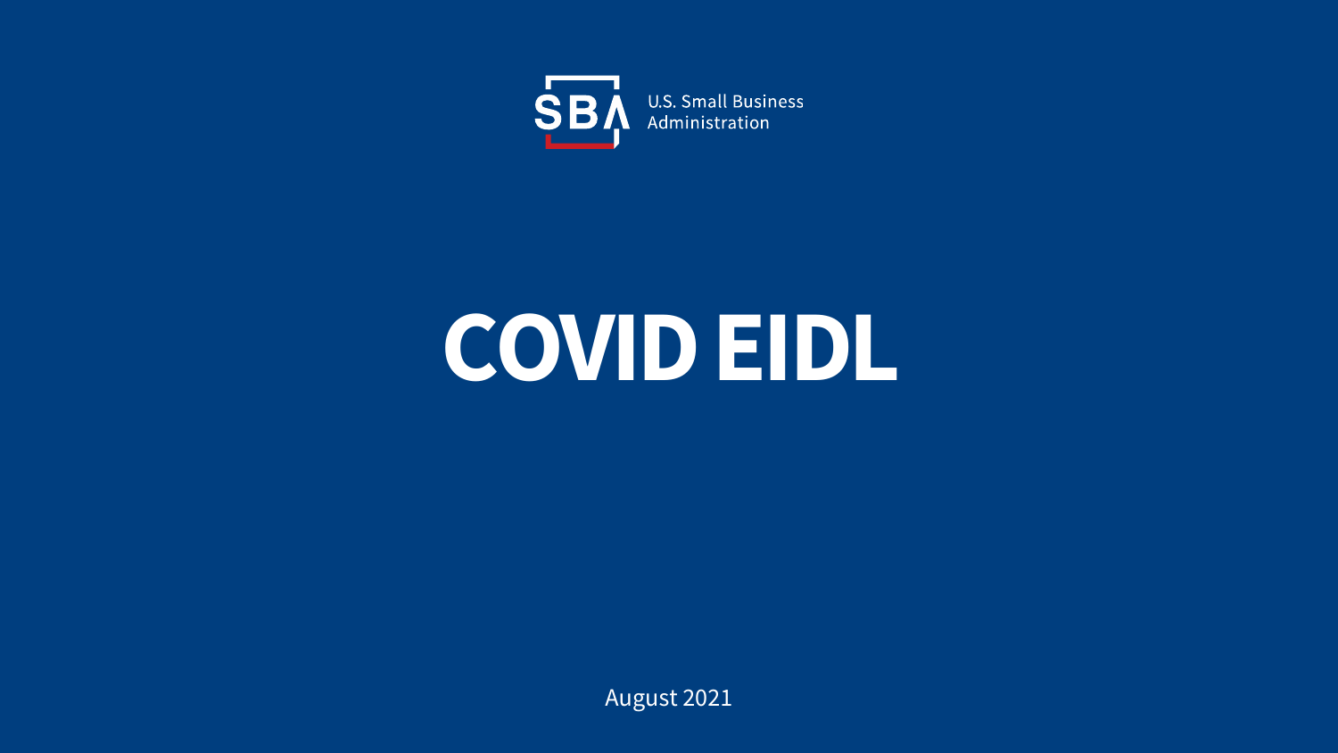U.S. Small Business Administration

# COVID EIDL

August 2021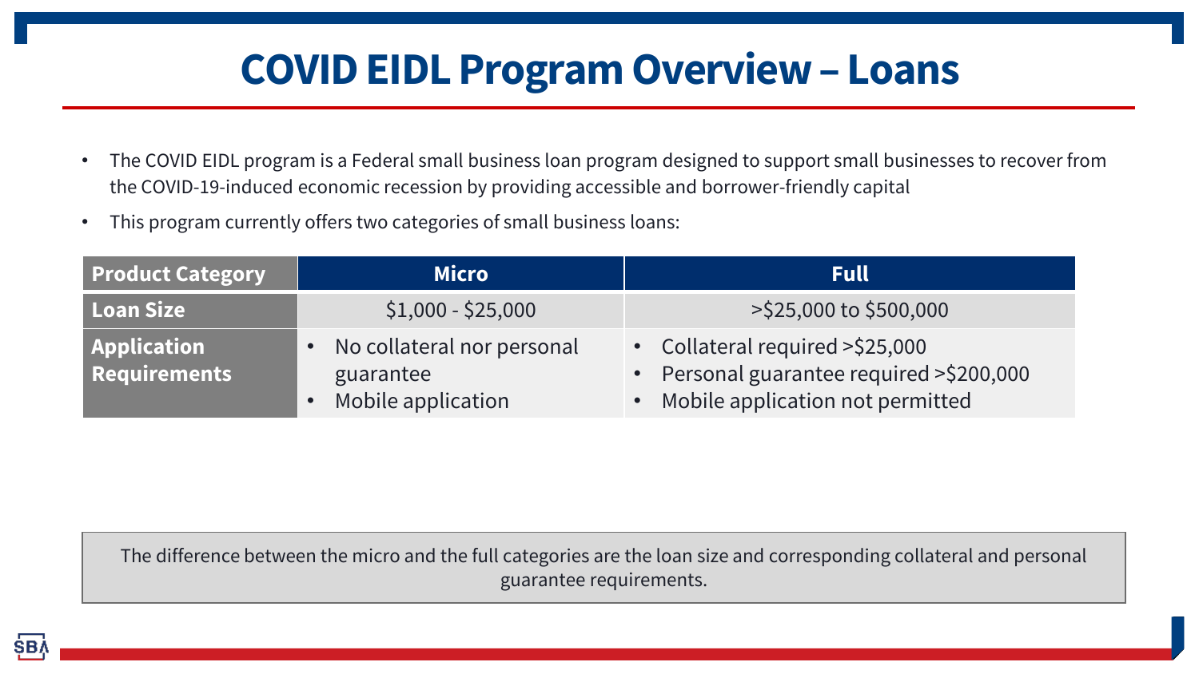# COVID EIDL Program Overview – Loans

- The COVID EIDL program is a Federal small business loan program designed to support small businesses to recover from the COVID-19-induced economic recession by providing accessible and borrower-friendly capital
- This program currently offers two categories of small business loans:

| Product Category | Micro | Full |
|---|---|---|
| **Loan Size** | $1,000 - $25,000 | >$25,000 to $500,000 |
| **Application Requirements** | • No collateral nor personal guarantee<br>• Mobile application | • Collateral required >$25,000<br>• Personal guarantee required >$200,000<br>• Mobile application not permitted |

The difference between the micro and the full categories are the loan size and corresponding collateral and personal guarantee requirements.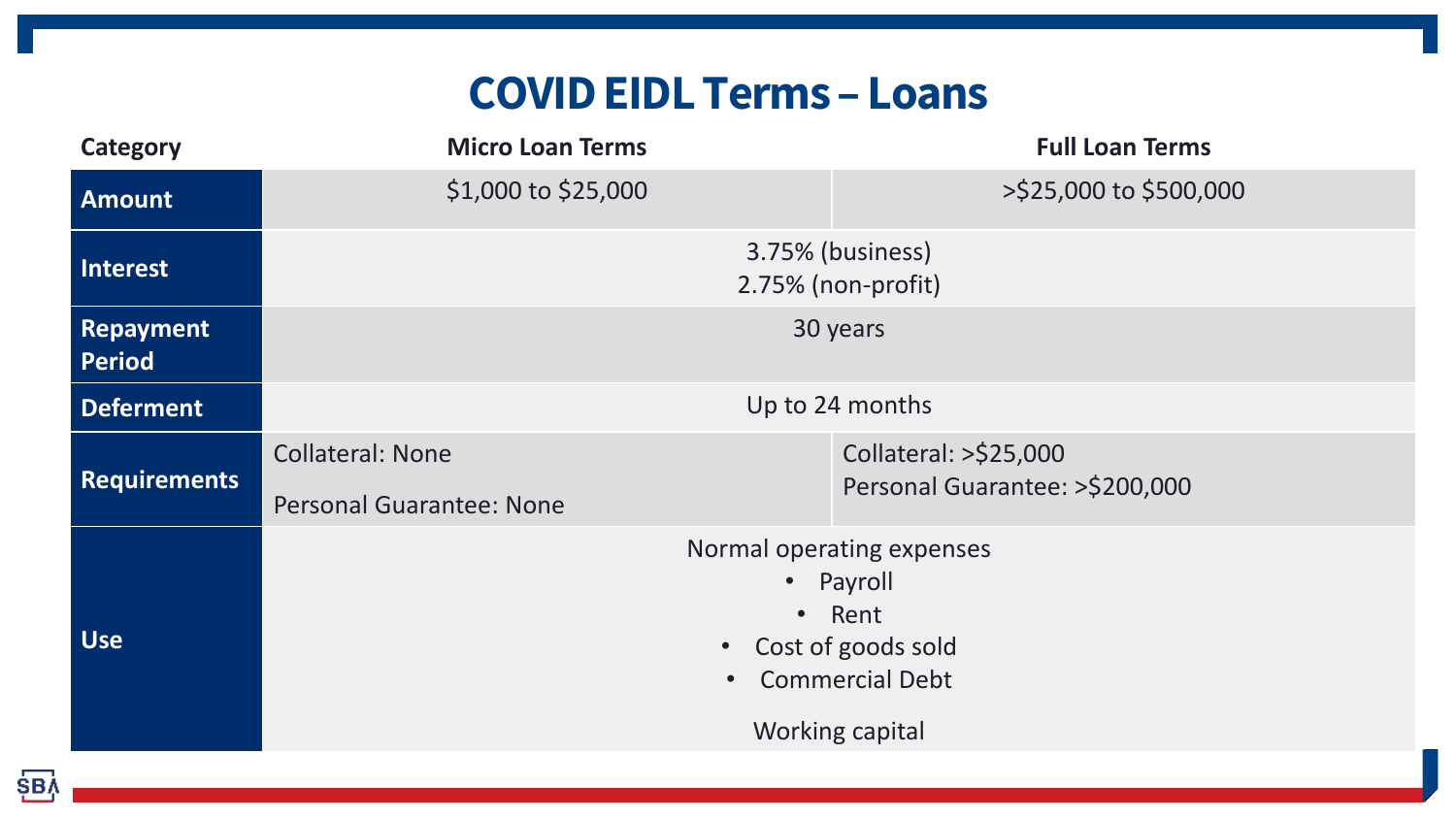# COVID EIDL Terms – Loans

| Category | Micro Loan Terms | Full Loan Terms |
|---|---|---|
| **Amount** | $1,000 to $25,000 | >$25,000 to $500,000 |
| **Interest** | 3.75% (business)<br>2.75% (non-profit) | |
| **Repayment Period** | 30 years | |
| **Deferment** | Up to 24 months | |
| **Requirements** | Collateral: None<br>Personal Guarantee: None | Collateral: >$25,000<br>Personal Guarantee: >$200,000 |
| **Use** | Normal operating expenses<br>• Payroll<br>• Rent<br>• Cost of goods sold<br>• Commercial Debt<br>Working capital | |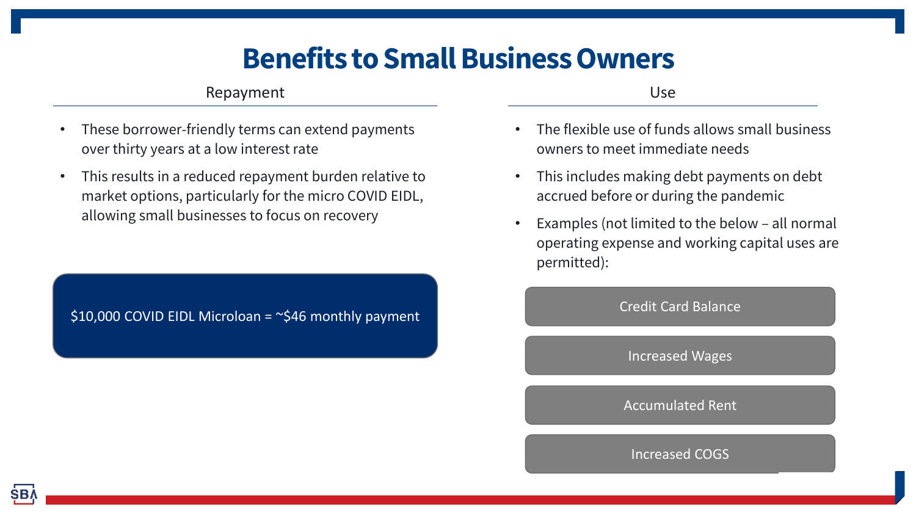# Benefits to Small Business Owners

## Repayment

- These borrower-friendly terms can extend payments over thirty years at a low interest rate
- This results in a reduced repayment burden relative to market options, particularly for the micro COVID EIDL, allowing small businesses to focus on recovery

**$10,000 COVID EIDL Microloan = ~$46 monthly payment**

## Use

- The flexible use of funds allows small business owners to meet immediate needs
- This includes making debt payments on debt accrued before or during the pandemic
- Examples (not limited to the below – all normal operating expense and working capital uses are permitted):
  - Credit Card Balance
  - Increased Wages
  - Accumulated Rent
  - Increased COGS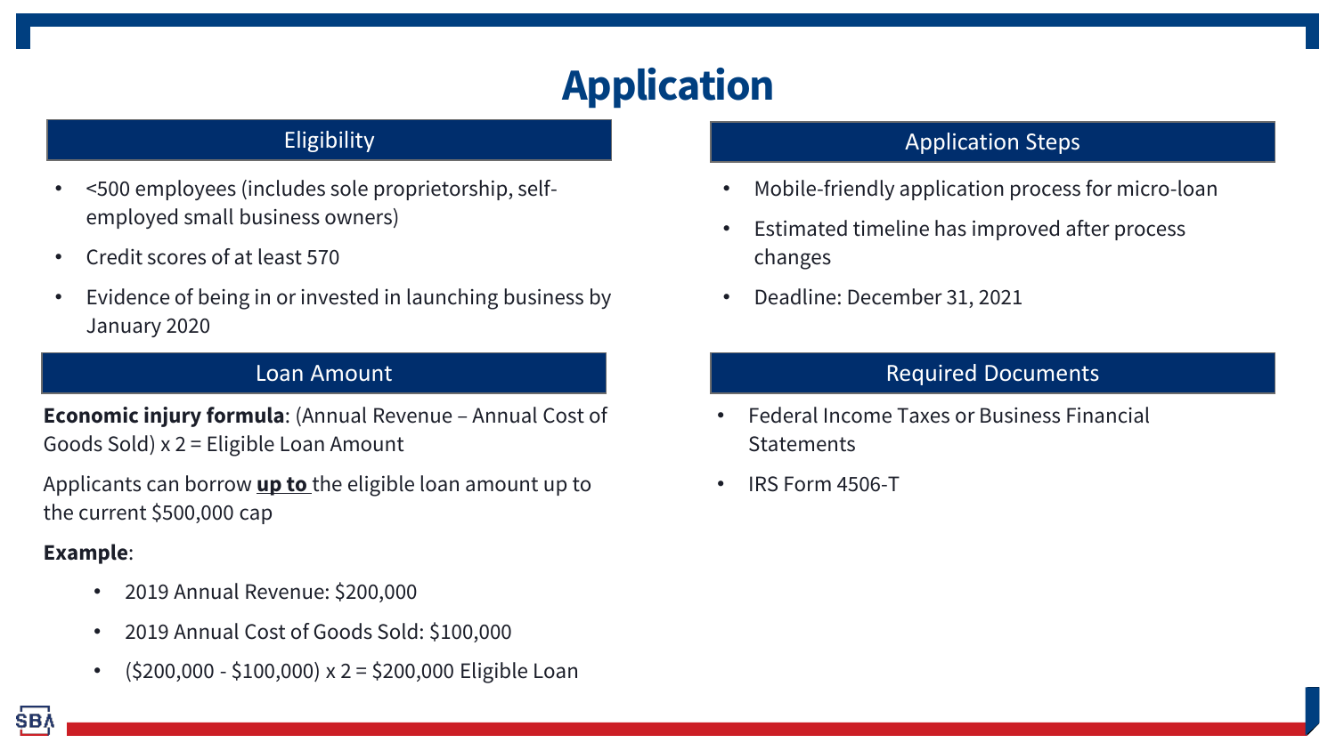# Application

## Eligibility

- <500 employees (includes sole proprietorship, self-employed small business owners)
- Credit scores of at least 570
- Evidence of being in or invested in launching business by January 2020

## Loan Amount

**Economic injury formula**: (Annual Revenue – Annual Cost of Goods Sold) x 2 = Eligible Loan Amount

Applicants can borrow **<u>up to</u>** the eligible loan amount up to the current $500,000 cap

**Example**:

- 2019 Annual Revenue: $200,000
- 2019 Annual Cost of Goods Sold: $100,000
- ($200,000 - $100,000) x 2 = $200,000 Eligible Loan

## Application Steps

- Mobile-friendly application process for micro-loan
- Estimated timeline has improved after process changes
- Deadline: December 31, 2021

## Required Documents

- Federal Income Taxes or Business Financial Statements
- IRS Form 4506-T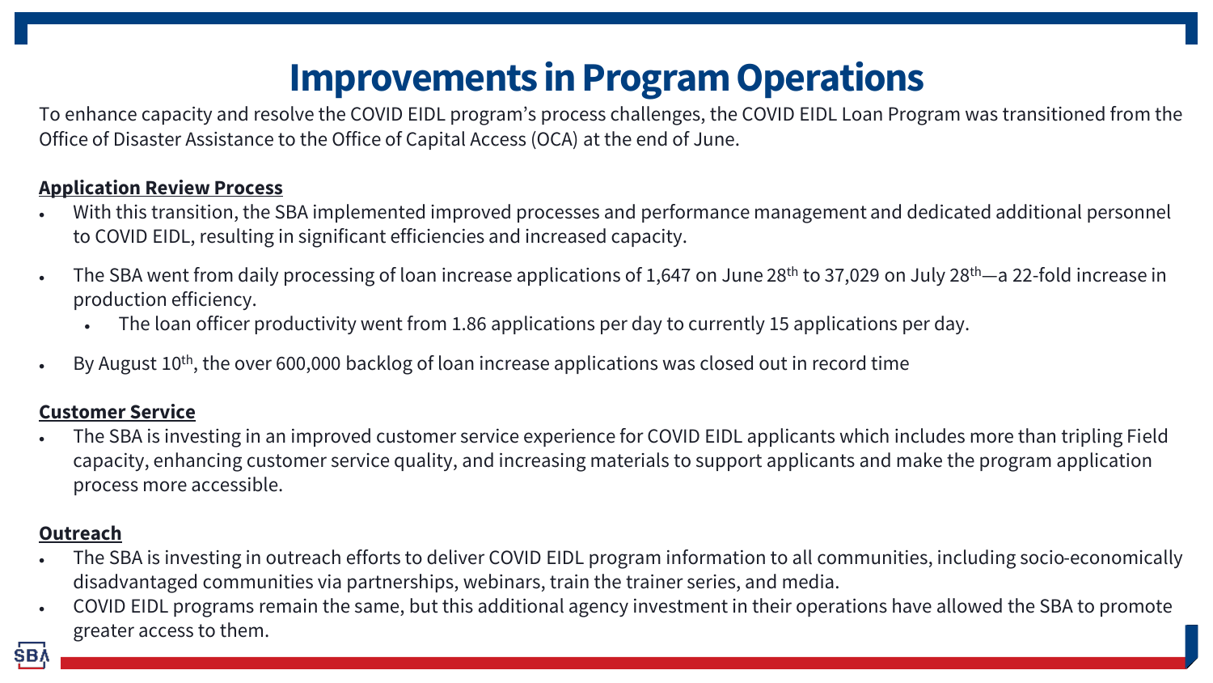# Improvements in Program Operations

To enhance capacity and resolve the COVID EIDL program's process challenges, the COVID EIDL Loan Program was transitioned from the Office of Disaster Assistance to the Office of Capital Access (OCA) at the end of June.

**Application Review Process**

- With this transition, the SBA implemented improved processes and performance management and dedicated additional personnel to COVID EIDL, resulting in significant efficiencies and increased capacity.
- The SBA went from daily processing of loan increase applications of 1,647 on June 28th to 37,029 on July 28th—a 22-fold increase in production efficiency.
  - The loan officer productivity went from 1.86 applications per day to currently 15 applications per day.
- By August 10th, the over 600,000 backlog of loan increase applications was closed out in record time

**Customer Service**

- The SBA is investing in an improved customer service experience for COVID EIDL applicants which includes more than tripling Field capacity, enhancing customer service quality, and increasing materials to support applicants and make the program application process more accessible.

**Outreach**

- The SBA is investing in outreach efforts to deliver COVID EIDL program information to all communities, including socio-economically disadvantaged communities via partnerships, webinars, train the trainer series, and media.
- COVID EIDL programs remain the same, but this additional agency investment in their operations have allowed the SBA to promote greater access to them.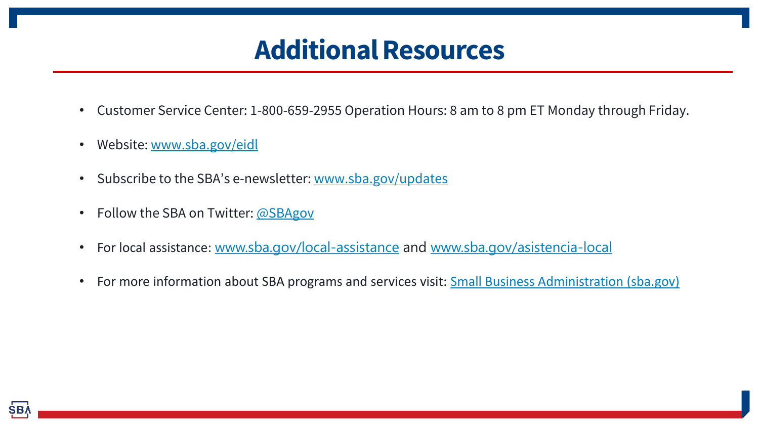# Additional Resources

- Customer Service Center: 1-800-659-2955 Operation Hours: 8 am to 8 pm ET Monday through Friday.
- Website: [www.sba.gov/eidl](www.sba.gov/eidl)
- Subscribe to the SBA's e-newsletter: [www.sba.gov/updates](www.sba.gov/updates)
- Follow the SBA on Twitter: @SBAgov
- For local assistance: [www.sba.gov/local-assistance](www.sba.gov/local-assistance) and [www.sba.gov/asistencia-local](www.sba.gov/asistencia-local)
- For more information about SBA programs and services visit: Small Business Administration (sba.gov)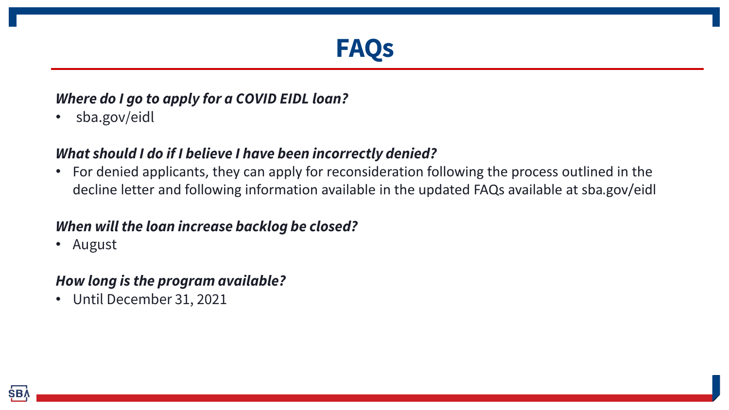# FAQs

***Where do I go to apply for a COVID EIDL loan?***

- sba.gov/eidl

***What should I do if I believe I have been incorrectly denied?***

- For denied applicants, they can apply for reconsideration following the process outlined in the decline letter and following information available in the updated FAQs available at sba.gov/eidl

***When will the loan increase backlog be closed?***

- August

***How long is the program available?***

- Until December 31, 2021